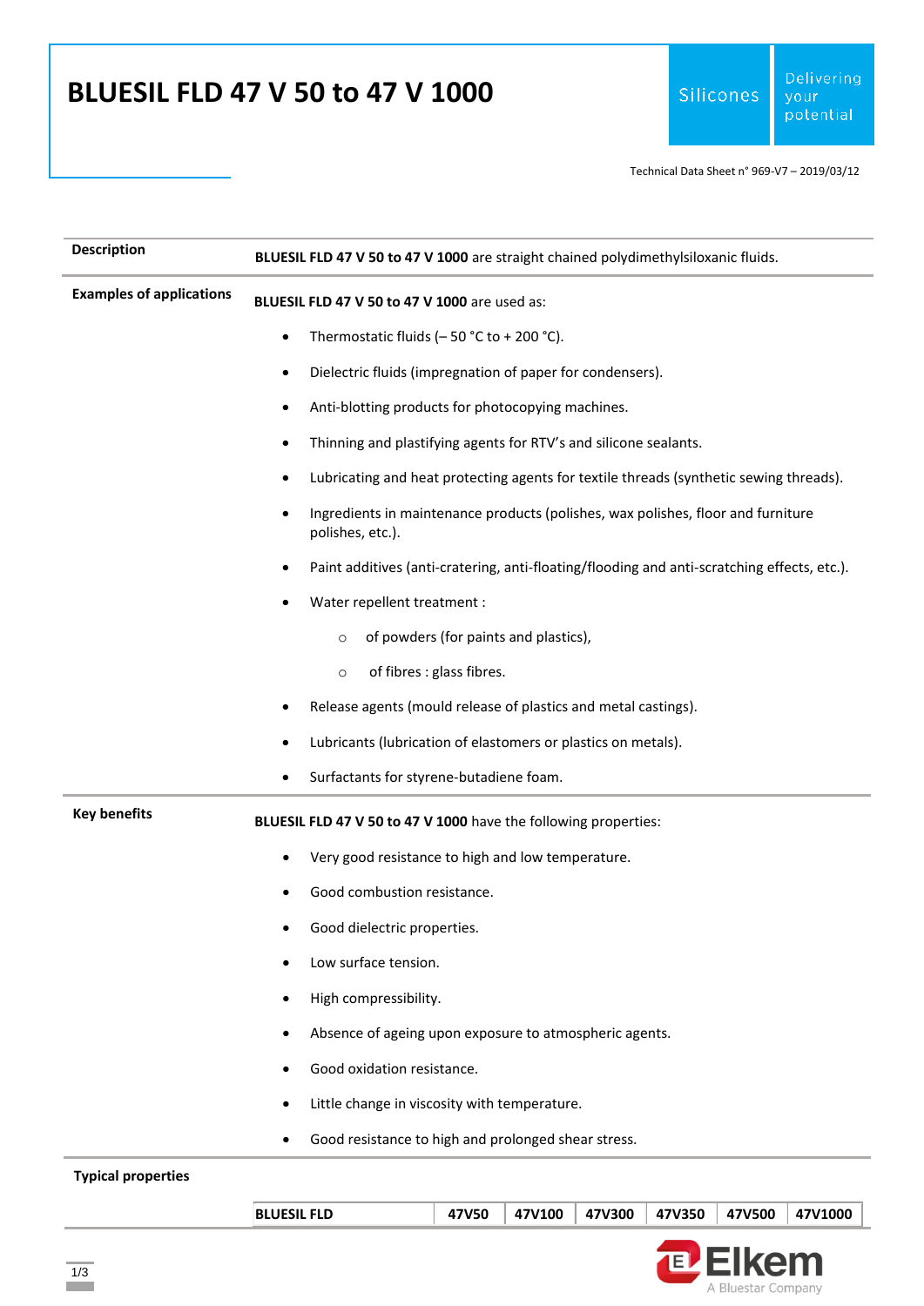# BLUESIL FLD 47 V 50 to 47 V 1000

Technical Data Sheet n° 969-V7 – 2019/03/12

**Description**

**BLUESIL FLD 47 V 50 to 47 V 1000** are straight chained polydimethylsiloxanic fluids.

**Examples of applications**

**BLUESIL FLD 47 V 50 to 47 V 1000** are used as:

- Thermostatic fluids (– 50 °C to + 200 °C).
- Dielectric fluids (impregnation of paper for condensers).
- Anti-blotting products for photocopying machines.
- Thinning and plastifying agents for RTV's and silicone sealants.
- Lubricating and heat protecting agents for textile threads (synthetic sewing threads).
- Ingredients in maintenance products (polishes, wax polishes, floor and furniture polishes, etc.).
- Paint additives (anti-cratering, anti-floating/flooding and anti-scratching effects, etc.).
- Water repellent treatment :
  - of powders (for paints and plastics),
  - of fibres : glass fibres.
- Release agents (mould release of plastics and metal castings).
- Lubricants (lubrication of elastomers or plastics on metals).
- Surfactants for styrene-butadiene foam.

**Key benefits**

**BLUESIL FLD 47 V 50 to 47 V 1000** have the following properties:

- Very good resistance to high and low temperature.
- Good combustion resistance.
- Good dielectric properties.
- Low surface tension.
- High compressibility.
- Absence of ageing upon exposure to atmospheric agents.
- Good oxidation resistance.
- Little change in viscosity with temperature.
- Good resistance to high and prolonged shear stress.

**Typical properties**

| BLUESIL FLD | 47V50 | 47V100 | 47V300 | 47V350 | 47V500 | 47V1000 |
|---|---|---|---|---|---|---|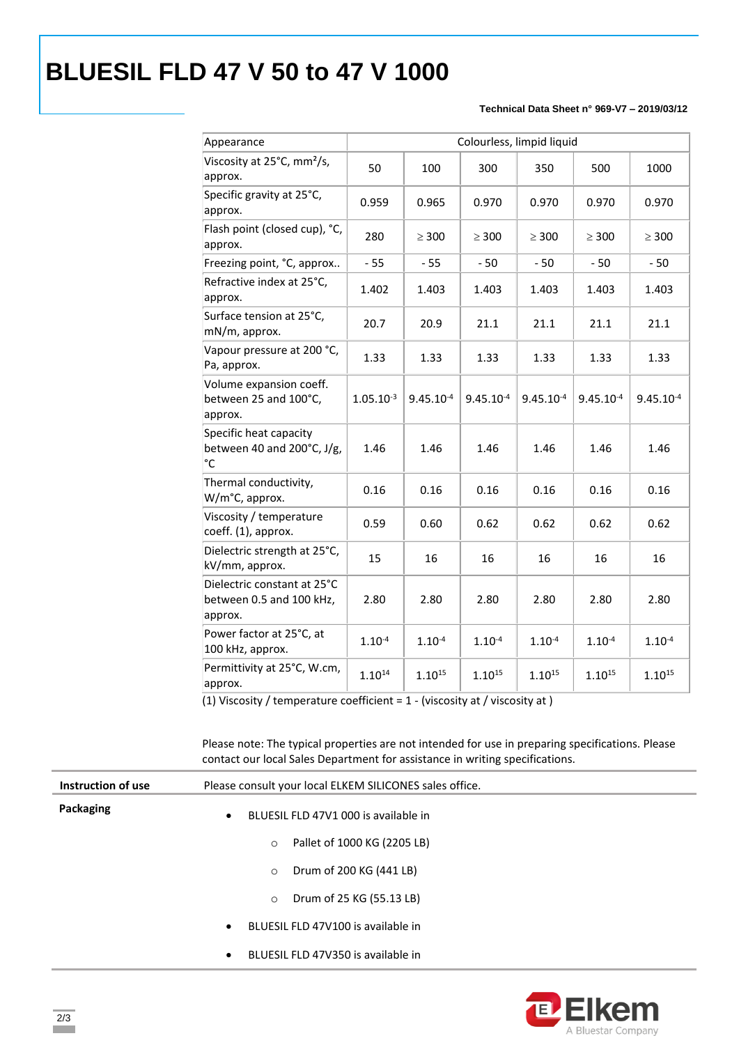# BLUESIL FLD 47 V 50 to 47 V 1000

**Technical Data Sheet n° 969-V7 – 2019/03/12**

| Appearance | Colourless, limpid liquid | | | | | |
|---|---|---|---|---|---|---|
| Viscosity at 25°C, mm²/s, approx. | 50 | 100 | 300 | 350 | 500 | 1000 |
| Specific gravity at 25°C, approx. | 0.959 | 0.965 | 0.970 | 0.970 | 0.970 | 0.970 |
| Flash point (closed cup), °C, approx. | 280 | ≥ 300 | ≥ 300 | ≥ 300 | ≥ 300 | ≥ 300 |
| Freezing point, °C, approx.. | - 55 | - 55 | - 50 | - 50 | - 50 | - 50 |
| Refractive index at 25°C, approx. | 1.402 | 1.403 | 1.403 | 1.403 | 1.403 | 1.403 |
| Surface tension at 25°C, mN/m, approx. | 20.7 | 20.9 | 21.1 | 21.1 | 21.1 | 21.1 |
| Vapour pressure at 200 °C, Pa, approx. | 1.33 | 1.33 | 1.33 | 1.33 | 1.33 | 1.33 |
| Volume expansion coeff. between 25 and 100°C, approx. | $1.05.10^{-3}$ | $9.45.10^{-4}$ | $9.45.10^{-4}$ | $9.45.10^{-4}$ | $9.45.10^{-4}$ | $9.45.10^{-4}$ |
| Specific heat capacity between 40 and 200°C, J/g, °C | 1.46 | 1.46 | 1.46 | 1.46 | 1.46 | 1.46 |
| Thermal conductivity, W/m°C, approx. | 0.16 | 0.16 | 0.16 | 0.16 | 0.16 | 0.16 |
| Viscosity / temperature coeff. (1), approx. | 0.59 | 0.60 | 0.62 | 0.62 | 0.62 | 0.62 |
| Dielectric strength at 25°C, kV/mm, approx. | 15 | 16 | 16 | 16 | 16 | 16 |
| Dielectric constant at 25°C between 0.5 and 100 kHz, approx. | 2.80 | 2.80 | 2.80 | 2.80 | 2.80 | 2.80 |
| Power factor at 25°C, at 100 kHz, approx. | $1.10^{-4}$ | $1.10^{-4}$ | $1.10^{-4}$ | $1.10^{-4}$ | $1.10^{-4}$ | $1.10^{-4}$ |
| Permittivity at 25°C, W.cm, approx. | $1.10^{14}$ | $1.10^{15}$ | $1.10^{15}$ | $1.10^{15}$ | $1.10^{15}$ | $1.10^{15}$ |

(1) Viscosity / temperature coefficient = 1 - (viscosity at / viscosity at )

Please note: The typical properties are not intended for use in preparing specifications. Please contact our local Sales Department for assistance in writing specifications.

**Instruction of use**

Please consult your local ELKEM SILICONES sales office.

**Packaging**

- BLUESIL FLD 47V1 000 is available in
  - Pallet of 1000 KG (2205 LB)
  - Drum of 200 KG (441 LB)
  - Drum of 25 KG (55.13 LB)
- BLUESIL FLD 47V100 is available in
- BLUESIL FLD 47V350 is available in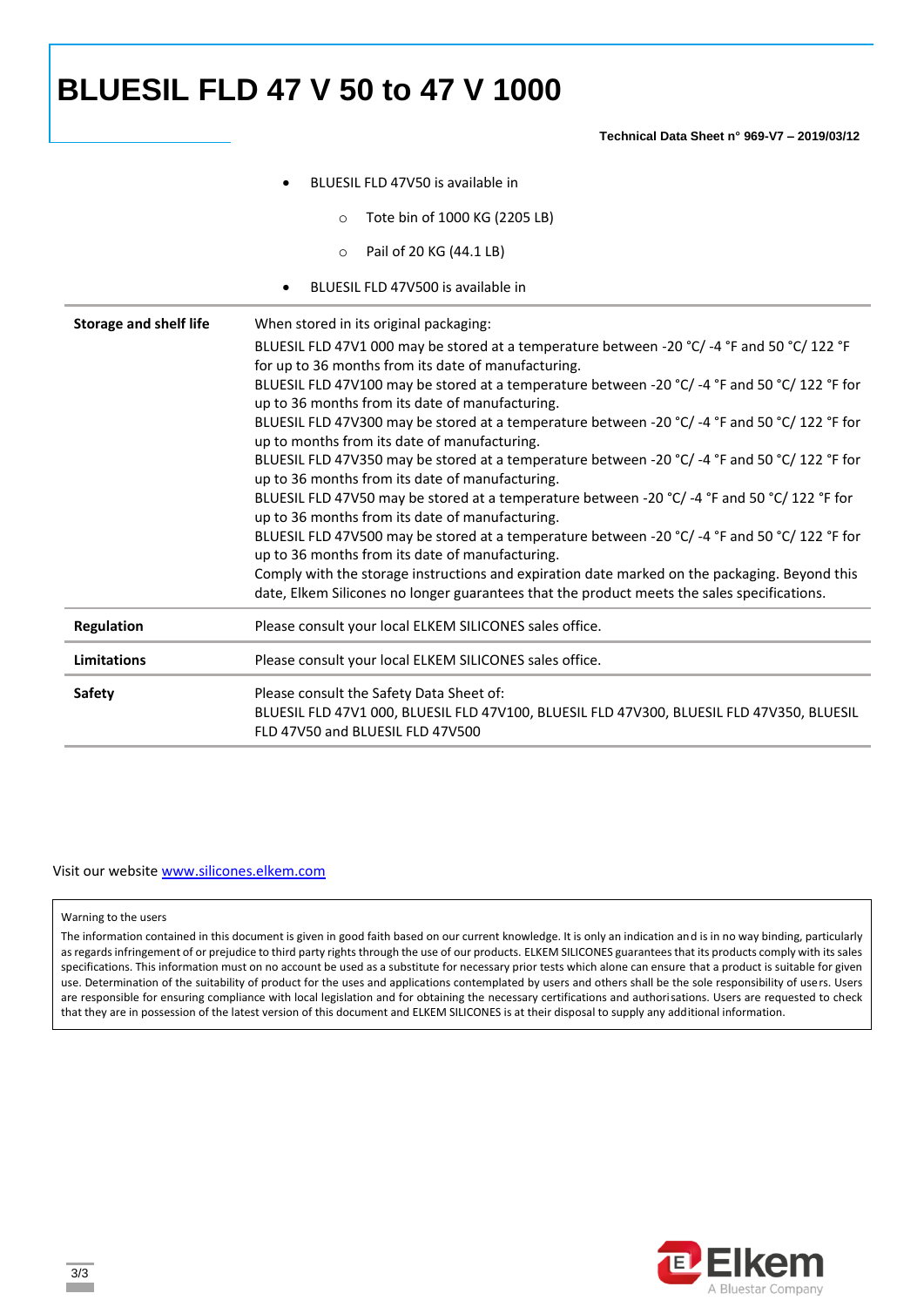# BLUESIL FLD 47 V 50 to 47 V 1000

**Technical Data Sheet n° 969-V7 – 2019/03/12**

- BLUESIL FLD 47V50 is available in
  - Tote bin of 1000 KG (2205 LB)
  - Pail of 20 KG (44.1 LB)
- BLUESIL FLD 47V500 is available in

| | |
|---|---|
| **Storage and shelf life** | When stored in its original packaging:<br>BLUESIL FLD 47V1 000 may be stored at a temperature between -20 °C/ -4 °F and 50 °C/ 122 °F for up to 36 months from its date of manufacturing.<br>BLUESIL FLD 47V100 may be stored at a temperature between -20 °C/ -4 °F and 50 °C/ 122 °F for up to 36 months from its date of manufacturing.<br>BLUESIL FLD 47V300 may be stored at a temperature between -20 °C/ -4 °F and 50 °C/ 122 °F for up to months from its date of manufacturing.<br>BLUESIL FLD 47V350 may be stored at a temperature between -20 °C/ -4 °F and 50 °C/ 122 °F for up to 36 months from its date of manufacturing.<br>BLUESIL FLD 47V50 may be stored at a temperature between -20 °C/ -4 °F and 50 °C/ 122 °F for up to 36 months from its date of manufacturing.<br>BLUESIL FLD 47V500 may be stored at a temperature between -20 °C/ -4 °F and 50 °C/ 122 °F for up to 36 months from its date of manufacturing.<br>Comply with the storage instructions and expiration date marked on the packaging. Beyond this date, Elkem Silicones no longer guarantees that the product meets the sales specifications. |
| **Regulation** | Please consult your local ELKEM SILICONES sales office. |
| **Limitations** | Please consult your local ELKEM SILICONES sales office. |
| **Safety** | Please consult the Safety Data Sheet of:<br>BLUESIL FLD 47V1 000, BLUESIL FLD 47V100, BLUESIL FLD 47V300, BLUESIL FLD 47V350, BLUESIL FLD 47V50 and BLUESIL FLD 47V500 |

Visit our website [www.silicones.elkem.com](http://www.silicones.elkem.com)

Warning to the users

The information contained in this document is given in good faith based on our current knowledge. It is only an indication and is in no way binding, particularly as regards infringement of or prejudice to third party rights through the use of our products. ELKEM SILICONES guarantees that its products comply with its sales specifications. This information must on no account be used as a substitute for necessary prior tests which alone can ensure that a product is suitable for given use. Determination of the suitability of product for the uses and applications contemplated by users and others shall be the sole responsibility of users. Users are responsible for ensuring compliance with local legislation and for obtaining the necessary certifications and authorisations. Users are requested to check that they are in possession of the latest version of this document and ELKEM SILICONES is at their disposal to supply any additional information.

Elkem
A Bluestar Company